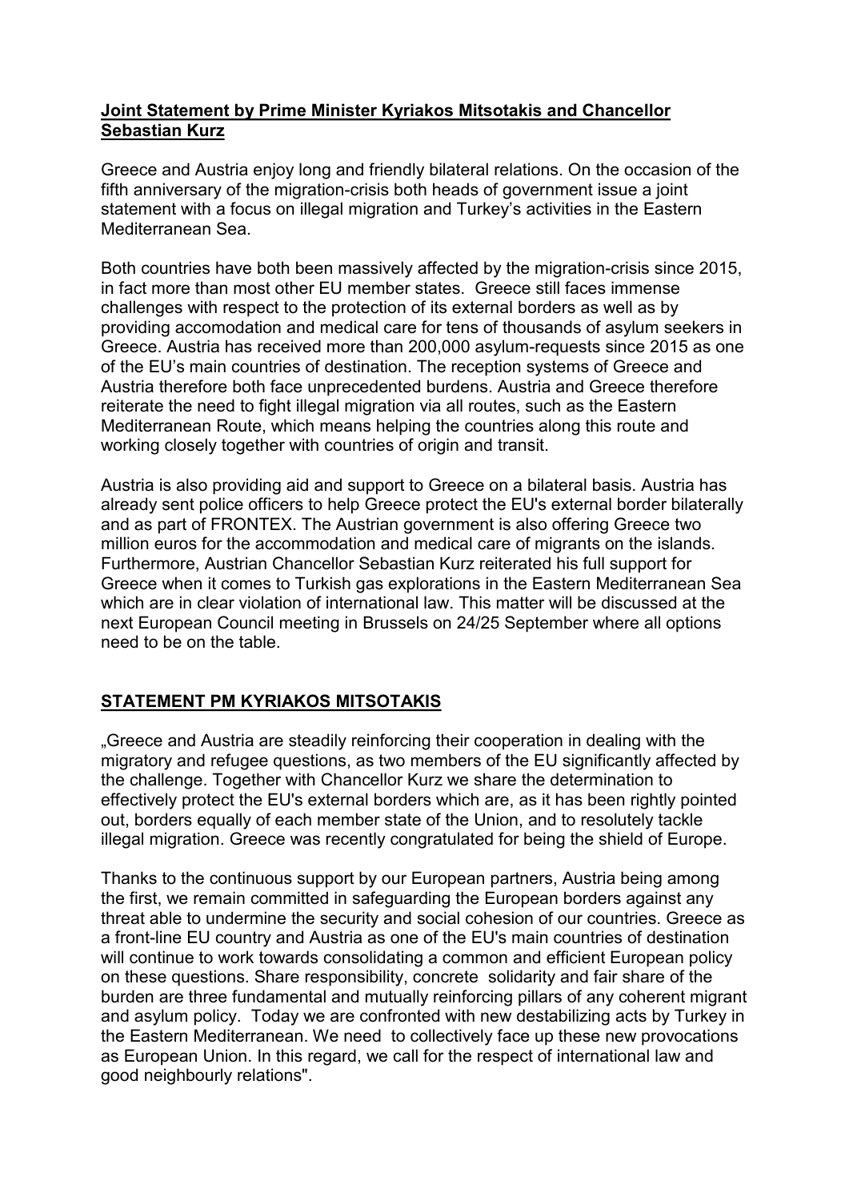**Joint Statement by Prime Minister Kyriakos Mitsotakis and Chancellor Sebastian Kurz**

Greece and Austria enjoy long and friendly bilateral relations. On the occasion of the fifth anniversary of the migration-crisis both heads of government issue a joint statement with a focus on illegal migration and Turkey's activities in the Eastern Mediterranean Sea.

Both countries have both been massively affected by the migration-crisis since 2015, in fact more than most other EU member states. Greece still faces immense challenges with respect to the protection of its external borders as well as by providing accomodation and medical care for tens of thousands of asylum seekers in Greece. Austria has received more than 200,000 asylum-requests since 2015 as one of the EU's main countries of destination. The reception systems of Greece and Austria therefore both face unprecedented burdens. Austria and Greece therefore reiterate the need to fight illegal migration via all routes, such as the Eastern Mediterranean Route, which means helping the countries along this route and working closely together with countries of origin and transit.

Austria is also providing aid and support to Greece on a bilateral basis. Austria has already sent police officers to help Greece protect the EU's external border bilaterally and as part of FRONTEX. The Austrian government is also offering Greece two million euros for the accommodation and medical care of migrants on the islands. Furthermore, Austrian Chancellor Sebastian Kurz reiterated his full support for Greece when it comes to Turkish gas explorations in the Eastern Mediterranean Sea which are in clear violation of international law. This matter will be discussed at the next European Council meeting in Brussels on 24/25 September where all options need to be on the table.

**STATEMENT PM KYRIAKOS MITSOTAKIS**

„Greece and Austria are steadily reinforcing their cooperation in dealing with the migratory and refugee questions, as two members of the EU significantly affected by the challenge. Together with Chancellor Kurz we share the determination to effectively protect the EU's external borders which are, as it has been rightly pointed out, borders equally of each member state of the Union, and to resolutely tackle illegal migration. Greece was recently congratulated for being the shield of Europe.

Thanks to the continuous support by our European partners, Austria being among the first, we remain committed in safeguarding the European borders against any threat able to undermine the security and social cohesion of our countries. Greece as a front-line EU country and Austria as one of the EU's main countries of destination will continue to work towards consolidating a common and efficient European policy on these questions. Share responsibility, concrete solidarity and fair share of the burden are three fundamental and mutually reinforcing pillars of any coherent migrant and asylum policy. Today we are confronted with new destabilizing acts by Turkey in the Eastern Mediterranean. We need to collectively face up these new provocations as European Union. In this regard, we call for the respect of international law and good neighbourly relations".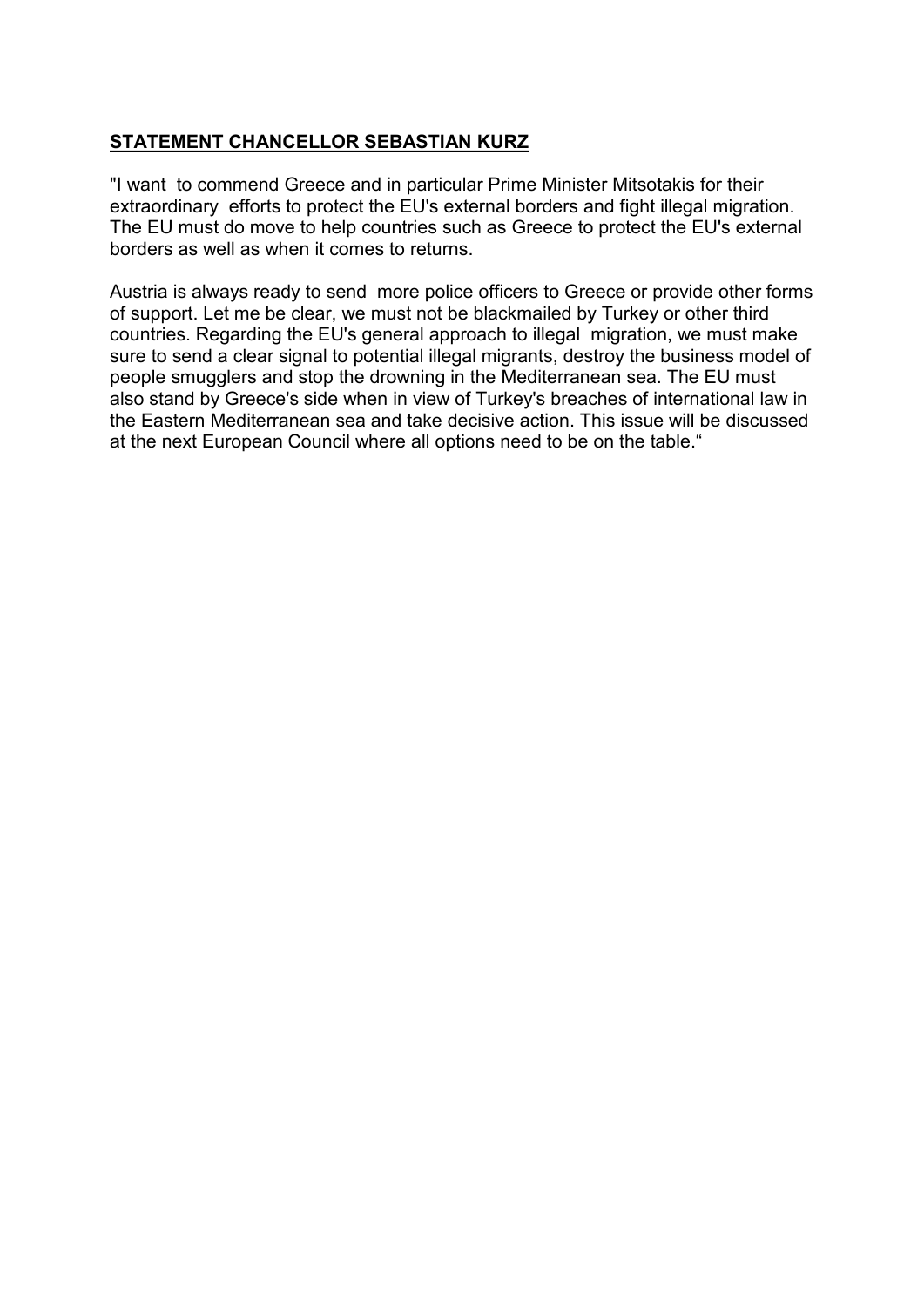**STATEMENT CHANCELLOR SEBASTIAN KURZ**

"I want to commend Greece and in particular Prime Minister Mitsotakis for their extraordinary efforts to protect the EU's external borders and fight illegal migration. The EU must do move to help countries such as Greece to protect the EU's external borders as well as when it comes to returns.

Austria is always ready to send more police officers to Greece or provide other forms of support. Let me be clear, we must not be blackmailed by Turkey or other third countries. Regarding the EU's general approach to illegal migration, we must make sure to send a clear signal to potential illegal migrants, destroy the business model of people smugglers and stop the drowning in the Mediterranean sea. The EU must also stand by Greece's side when in view of Turkey's breaches of international law in the Eastern Mediterranean sea and take decisive action. This issue will be discussed at the next European Council where all options need to be on the table."